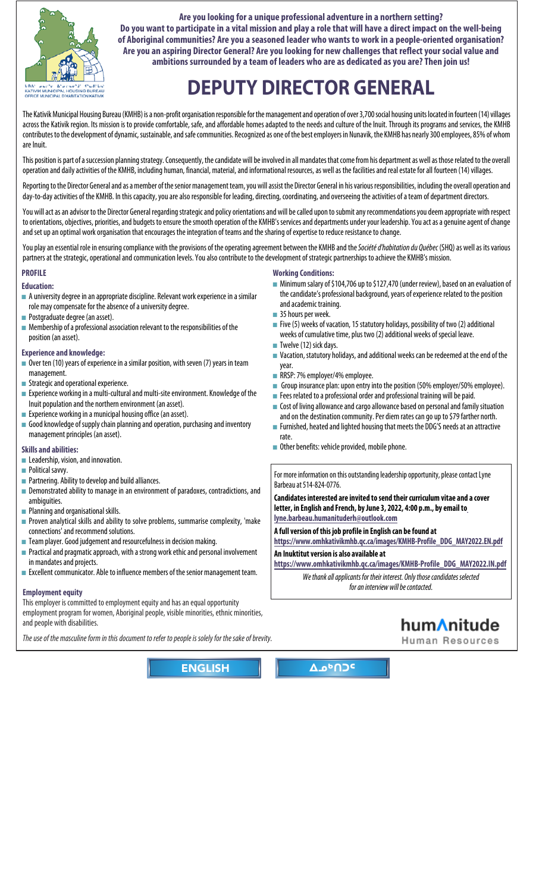**Are you looking for a unique professional adventure in a northern setting? Do you want to participate in a vital mission and play a role that will have a direct impact on the well-being of Aboriginal communities? Are you a seasoned leader who wants to work in a people-oriented organisation? Are you an aspiring Director General? Are you looking for new challenges that reflect your social value and ambitions surrounded by a team of leaders who are as dedicated as you are? Then join us!**

# DEPUTY DIRECTOR GENERAL

The Kativik Municipal Housing Bureau (KMHB) is a non-profit organisation responsible for the management and operation of over 3,700 social housing units located in fourteen (14) villages across the Kativik region. Its mission is to provide comfortable, safe, and affordable homes adapted to the needs and culture of the Inuit. Through its programs and services, the KMHB contributes to the development of dynamic, sustainable, and safe communities. Recognized as one of the best employers in Nunavik, the KMHB has nearly 300 employees, 85% of whom are Inuit.

This position is part of a succession planning strategy. Consequently, the candidate will be involved in all mandates that come from his department as well as those related to the overall operation and daily activities of the KMHB, including human, financial, material, and informational resources, as well as the facilities and real estate for all fourteen (14) villages.

Reporting to the Director General and as a member of the senior management team, you will assist the Director General in his various responsibilities, including the overall operation and day-to-day activities of the KMHB. In this capacity, you are also responsible for leading, directing, coordinating, and overseeing the activities of a team of department directors.

You will act as an advisor to the Director General regarding strategic and policy orientations and will be called upon to submit any recommendations you deem appropriate with respect to orientations, objectives, priorities, and budgets to ensure the smooth operation of the KMHB's services and departments under your leadership. You act as a genuine agent of change and set up an optimal work organisation that encourages the integration of teams and the sharing of expertise to reduce resistance to change.

You play an essential role in ensuring compliance with the provisions of the operating agreement between the KMHB and the *Société d'habitation du Québec* (SHQ) as well as its various partners at the strategic, operational and communication levels. You also contribute to the development of strategic partnerships to achieve the KMHB's mission.

## PROFILE

### Education:

- A university degree in an appropriate discipline. Relevant work experience in a similar role may compensate for the absence of a university degree.
- Postgraduate degree (an asset).
- Membership of a professional association relevant to the responsibilities of the position (an asset).

### Experience and knowledge:

- Over ten (10) years of experience in a similar position, with seven (7) years in team management.
- Strategic and operational experience.
- Experience working in a multi-cultural and multi-site environment. Knowledge of the Inuit population and the northern environment (an asset).
- Experience working in a municipal housing office (an asset).
- Good knowledge of supply chain planning and operation, purchasing and inventory management principles (an asset).

### Skills and abilities:

- Leadership, vision, and innovation.
- Political savvy.
- Partnering. Ability to develop and build alliances.
- Demonstrated ability to manage in an environment of paradoxes, contradictions, and ambiguities.
- Planning and organisational skills.
- Proven analytical skills and ability to solve problems, summarise complexity, 'make connections' and recommend solutions.
- Team player. Good judgement and resourcefulness in decision making.
- Practical and pragmatic approach, with a strong work ethic and personal involvement in mandates and projects.
- Excellent communicator. Able to influence members of the senior management team.

### Employment equity

This employer is committed to employment equity and has an equal opportunity employment program for women, Aboriginal people, visible minorities, ethnic minorities, and people with disabilities.

*The use of the masculine form in this document to refer to people is solely for the sake of brevity.*

### Working Conditions:

- Minimum salary of $104,706 up to $127,470 (under review), based on an evaluation of the candidate's professional background, years of experience related to the position and academic training.
- 35 hours per week.
- Five (5) weeks of vacation, 15 statutory holidays, possibility of two (2) additional weeks of cumulative time, plus two (2) additional weeks of special leave.
- Twelve (12) sick days.
- Vacation, statutory holidays, and additional weeks can be redeemed at the end of the year.
- RRSP: 7% employer/4% employee.
- Group insurance plan: upon entry into the position (50% employer/50% employee).
- Fees related to a professional order and professional training will be paid.
- Cost of living allowance and cargo allowance based on personal and family situation and on the destination community. Per diem rates can go up to $79 farther north.
- Furnished, heated and lighted housing that meets the DDG'S needs at an attractive rate.
- Other benefits: vehicle provided, mobile phone.

For more information on this outstanding leadership opportunity, please contact Lyne Barbeau at 514-824-0776.

**Candidates interested are invited to send their curriculum vitae and a cover letter, in English and French, by June 3, 2022, 4:00 p.m., by email to lyne.barbeau.humanituderh@outlook.com**

**A full version of this job profile in English can be found at https://www.omhkativikmhb.qc.ca/images/KMHB-Profile_DDG_MAY2022.EN.pdf**

**An Inuktitut version is also available at https://www.omhkativikmhb.qc.ca/images/KMHB-Profile_DDG_MAY2022.IN.pdf**

*We thank all applicants for their interest. Only those candidates selected for an interview will be contacted.*

humAnitude
Human Resources

ENGLISH

ᐃᓄᒃᑎᑐᑦ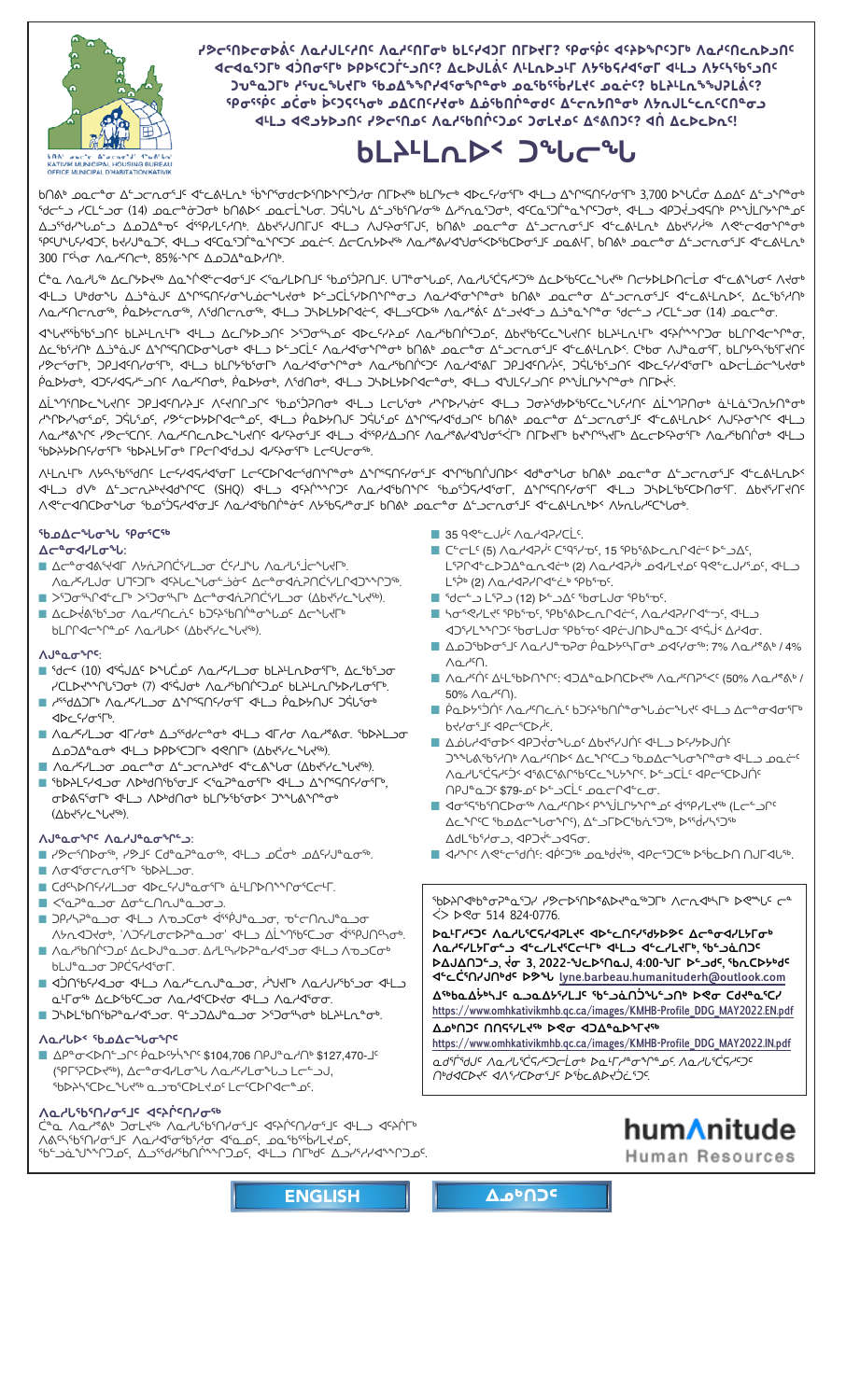ᑲᑎᕝᕕᒃ ᓄᓇᓕᓐᓂ ᐃᒡᓗᓕᕆᔨᒃᑯᑦ
KATIVIK MUNICIPAL HOUSING BUREAU
OFFICE MUNICIPAL D'HABITATION KATIVIK

**ᓯᕗᓕᖅᑎᐅᓂᕐᒧᑦ ᐱᓕᕆᐊᕐᓂᒃ ᐱᓕᕆᒋᐊᖃᖅᐳᑎᑦ ᑲᒪᔨᐅᓂᕐᒥ ᑎᒥᐅᔪᒥ? ᓴᓇᕐᕈᑎᒋᓂᐊᖅᑕᑎᑦ ᐱᓕᕆᐊᖃᕐᓂᕐᒧᑦ ᐊᑲᐊᑦᑐᒥ ᐊᑐᕐᓂᖃᕐᓂ ᑲᐅᔨᒪᔭᕐᓂᒃ? ᐃᓚᐅᒍᒪᕖᑦ ᐱᓕᕆᐅᑎᓯᒪᓂ ᐱᔭᕆᐊᑐᕐᓂ ᐊᓪᓚᓗ ᐱᔭᕆᐊᑦᓴᖏᓐᓂ ᑐᖕᓂᐅᑎᒥ ᓯᕗᓕᖅᑎᐅᓂᕐᒧᑦ ᖃᐅᔨᒪᔭᑦᓴᖅᓯᐅᑎᑕᖃᕐᓂᖅ ᓄᓇᕐᔪᐊᕐᒥ ᓄᓇᓕᖕᓂ? ᑲᒪᔨᒻᒪᕆᑦᑎᓐᓂ ᓯᕗᓂᖓᓂ ᐅᓄᕐᓂᖅᓯᓂᐊᖅᑐᑦ ᓄᓇᓕᓐᓂ ᐃᓕᓐᓂᐊᖅᑐᓂᒃ ᐃᑲᔪᕐᓂᐊᕐᒧᑦ ᐱᓗᐊᖅᑐᓂᒃ ᐊᓪᓚᓗ ᐊᕙᑎᒥ ᓯᕗᓂᖓᓂ ᐱᓕᕆᐊᕐᓂᑦ ᑐᓂᓯᔪᓐᓇᖅᑐᑦ ᐃᑲᔪᕐᓂᐅᑎᒥ? ᐊᑏ ᐃᓚᐅᓚᕆᑦ!**

# ᑲᒪᔨᒻᒪᕆᒃ ᑐᖅᓯᕐᓯ

ᑲᑎᕝᕕᒃ ᓄᓇᓕᓐᓂ ᐃᒡᓗᓕᕆᔨᒃᑯᑦ ᐊᐅᓚᑦᑎᓂᒃ ᖃᖓᑦᑕᐅᑎᓯᒪᔪᖅ ᑲᒪᓯᒪᔪᖅ ᐊᑦᓱᕐᓯᒪᓂᒃ ᐊᓪᓚᓗ ᐃᖏᕐᕋᑎᑦᓯᒋᐊᖏᓐᓂᒃ 3,700 ᐅᖃᓕᒫᒐᓂ ᐃᒡᓗᓂ ᐃᓗᓯᓐᓂᒃ ᖁᓕᓪᓗᒍ ᐅᑦᑐᕐᑕᒍ (14) ᓄᓇᓕᖕᓂᒃ ᑲᑎᕝᕕᒃ ᓄᓇᓕᓐᓂ ᐃᒡᓗᓕᕆᔨᖏᑦ ᐃᓐᓇᖅᑕᖅᑎᒋᓂᐅᑉ ᐊᓯᑲᖏᓐᓂᒃ ᐊᓪᓚᓗ ᐊᕆᔪᒥᔭᖏᓐᓂᒃ ᑭᖕᒧᐊᕐᒥᓂᑦ ᐃᓗᓯᖁᑎᖏᓐᓂᒃ ᐃᓄᑐᖃᐃᑦ ᐊᕐᕕᕆᓯᒪᔪᑦ. ᐅᑯᐊᑦᓱᐊᕆᓂᑦ ᐊᓪᓚᓗ ᐱᐅᓯᓂᕐᒧᑦ, ᑲᑎᕝᕕᒃ ᓄᓇᓕᓐᓂ ᐃᒡᓗᓕᕆᔨᒃᑯᑦ ᐊᑯᓂᐅᔪᖅ ᐱᕙᓪᓕᐊᔪᓂᒃ ᕿᑎᐅᔪᖅ ᑲᔪᓯᓂᐊᖅᑐᖅ ᐊᒡᒍᓯᒪᓪᓗᓂ ᓄᓇᕕᒃ. ᐃᓕᑕᕆᔭᐅᔪᖅ ᐱᓕᕆᔭᐅᓂᖅᓯᐅᓂᒃ ᓄᓇᕕᒃ, ᑲᑎᕝᕕᒃ ᓄᓇᓕᓐᓂ ᐃᒡᓗᓕᕆᔨᒃᑯᑦ 300 ᒥᓕᔭᓂ ᐱᓕᕆᔨᖏᑦ, 85%-ᖏᑦ ᐃᓄᐃᑦ.

ᑖᓐᓇ ᐱᓕᕆᓂᖅ ᐃᓚᒋᔭᐅᔪᖅ ᐃᓄᖕᓂᒃ ᑲᒪᔨᓂᕐᒧᑦ ᐸᕐᓇᐅᑎᓂᒃ ᖃᐅᔨᓴᕐᓂᒃ. ᑌᒪᓐᓇᐅᓂᖓ, ᐱᓕᕆᐅᑦᓯᓂᕐᒥ ᐃᓚᐅᖃᑦᑕᕆᐊᖃᖅ ᑎᑦᓯᔭᐅᓪᓗᓂᓗ ᐊᑦᓴᓕᕐᓂᒃ ᐱᔪᓂᒃ ᐊᓪᓚᓗ ᐅᑭᐅᓂᖓ ᐃᓘᓐᓇᒍᑦ ᐃᖏᕐᕋᑎᑦᓯᒋᐊᕐᓂᖅ ᐅᖃᓕᒫᒐᓂ ᐊᑐᕐᑕᐅᔪᓂᒃ ᐱᓕᕆᐊᕐᓂᒃ ᑲᑎᕝᕕᒃ ᓄᓇᓕᓐᓂ ᐃᒡᓗᓕᕆᔨᒃᑯᑦ, ᐃᓚᖃᖅᑎᓪᓗᒍ ᐱᓕᕆᓂᓕᕆᓂᖅ, ᑭᐅᔪᓕᕆᓂᖅ, ᐱᔮᕆᓕᕆᓂᖅ, ᐊᓪᓚᓗ ᑐᖕᓂᐅᑎᓕᕆᓂᖅ, ᐊᓪᓚᓗ ᐃᓕᓐᓂᐊᖅᑐᓂᒃ ᐃᑲᔪᕐᓂᐅᑎᓂ ᑐᖅᓯᖅᓯᓂ ᕿᑎᓪᓗᒍ (14) ᓄᓇᓕᖕᓂ.

ᐊᑐᕐᑕᐅᓂᐊᖅᑐᑦ ᑲᒪᔨᒻᒪᕆᐅᓪᓗᓂ ᐊᓪᓚᓗ ᐃᓚᒋᔭᐅᑦᓱᓂ ᐸᐃᑉᐹᓂᒃ ᐊᑦᓴᓕᕐᓂᒃ ᐱᓕᕆᐊᕐᓂᑦ, ᐅᑯᐊᑦᓴᕐᓂᑦ ᑲᒪᔨᒻᒪᕆᓐᓂ ᐊᒃᑭᕆᓪᓗᓂ ᑲᒪᔨᐅᑎᓐᓂᕐᒥ, ᐃᓚᒋᔭᐅᓪᓗᓂ ᐃᓐᓇᖅᑕᖅᑎᓂᐅᑉ ᐊᓯᑲᖏᓐᓂᒃ ᐊᓪᓚᓗ ᐅᑲᐅᓯᖏᓐᓂᒃ ᐱᓕᕆᐊᖃᕐᓂᕐᒧᑦ ᑲᑎᕝᕕᒃ ᓄᓇᓕᓐᓂ ᐃᒡᓗᓕᕆᔨᒃᑯᑦ ᐃᓗᓂ ᐊᓯᐊᓂᓗ ᐊᒃᑭᕆᓂᒃᑯᑦ. ᑖᒃᑯᐊ ᐊᑐᕐᓂᖏᑦ, ᑲᒪᔨᒻᒪᕆᖕᓂᒃ ᓯᕗᓕᖅᑎᐅᓂᕐᒥ, ᑐᑭᓯᐊᕆᔭᐅᖃᑕᐅᓂᒃ, ᑲᒪᔨᒻᒪᕆᖕᓄᑦ ᐊᒃᑭᕆᓂᕐᒧᑦ ᐱᓕᕆᐊᕐᓂᒃ ᐃᓚᐅᖃᑕᐅᓂᖅ, ᑕᒡᕙᓂ ᐊᑦᑐᐊᓂᖃᖅᑐᓂᒃ ᐱᓕᕆᓂᕐᒧᑦ ᐱᐅᒋᔭᐅᓂᖅ ᐊᑐᕐᑕᐅᓪᓗᓂ ᓇᓗᓇᐃᖅᓯᓂᒃ ᖃᐅᔨᓴᕐᓂᒃ, ᐊᑐᕆᐊᖃᖅᑐᓂᒃ ᑲᒪᔨᒻᒪᕆᓐᓂ ᐱᓕᕆᐊᕐᓂᑦ ᑐᖕᓂᐅᑎᒥ.

ᐃᓚᒋᔭᐅᓂᖅ ᐱᓕᕆᐊᕐᓂᒃ ᐅᕝᕙᓗ ᐃᓚᐅᖃᑕᐅᓂᖅ ᐅᔾᔨᕈᓱᖕᓂᖅ ᐊᓪᓚᓗ ᐱᓕᕆᐊᖃᕐᓂᖅ, ᖃᐅᔨᓴᕐᓂᕐᒥ ᓯᕗᓕᖅᑎᐅᓂᖅ, ᐊᓪᓚᓗ ᐊᑐᐃᓐᓇᐅᓂᖅ ᐱᓕᕆᐊᖃᕐᓂᕐᒧᑦ ᐃᑲᔪᕐᓂᒃ ᐊᓪᓚᓗ ᐃᓄᓕᒪᕆᓐᓂ ᓄᓇᕕᒃ, ᐅᕝᕙ ᐃᓚᐅᖃᑕᐅᓂᖅ ᑲᑎᕝᕕᒃ ᓄᓇᓕᓐᓂ ᐃᒡᓗᓕᕆᔨᒃᑯᑦ ᐊᓪᓚᓗ ᐊᓯᖏᓐᓂ ᐱᓕᕆᐊᖃᕐᓂᕐᒥ ᓯᕗᓕᖅᑎᐅᓂᕐᒧᑦ, ᐃᒃᐱᒋᓂᖃᖅᑐᓂᒃ ᐅᖃᐅᓯᕐᒥ ᖃᐅᔨᒪᓂᕐᒥ.

ᐱᓕᕆᐊᕐᒥ ᐱᔭᕆᐊᑦᓴᖏᑦ ᓚᐃᑦᑕᐅᓯᒪᓂᕐᓂ ᓚᐃᑦᑕᐅᓯᒪᔪᑎᒋᔭᐅᓂᖏᓐᓂ ᐃᖏᕐᕋᑎᑦᓯᒋᐊᕐᓂᒃ ᐊᒃᑭᕆᓂᕐᒧᑦ ᐊᕐᕕᓂᖓᓂ ᑲᑎᕝᕕᒃ ᓄᓇᓕᓐᓂ ᐃᒡᓗᓕᕆᔨᒃᑯᑦ ᐊᓪᓚᓗ ᐅᐱᓐ ᐃᓪᓗᓯᕆᔨᒃᑯᑦ (SHQ) ᐊᓪᓚᓗ ᐊᑦᓴᓕᕐᓂᒃ ᐱᓕᕆᐊᖃᕐᓂᕐᒥ ᖃᐅᔨᓴᕐᓂᒃ, ᐃᖏᕐᕋᑎᑦᓯᒋᐊᕐᓂᒃ ᐊᓪᓚᓗ ᑐᖕᓂᐅᑎᓕᕆᓂᒃ. ᐅᑯᐊᑦᓱᐊᕆᓂᑦ ᐱᕙᓪᓕᐊᑎᑦᓯᓂᖅ ᖃᐅᔨᓴᕐᓂᒃ ᐱᓕᕆᐊᖃᕐᓂᕐᒧᑦ ᐱᔭᕆᐊᑦᓴᖏᓐᓂ ᑲᑎᕝᕕᒃ ᓄᓇᓕᓐᓂ ᐃᒡᓗᓕᕆᔨᒃᑯᑦ ᐱᔭᕆᐊᑦᓴᖏᓐᓂ.

### ᖃᐅᔨᒪᓂᕐᒥ ᖃᐅᔨᓴᕐᓂᑦ

**ᐃᓕᓐᓂᐊᕐᓂᖅ:**

- ᐃᓕᓐᓂᐊᕐᕕᒻᒥ ᐱᔭᕇᖅᓯᒪᔪᖅ ᑖᒃᑯᓂᖓ ᐱᓕᕆᐅᑎᓂᒃ ᖃᐅᔨᓴᕐᓂᕐᒥ. ᐱᓕᕆᓯᒪᓂ ᐅᑉᐱᕆᓂᖅ ᐊᑦᓴᓕᕐᓂᒃ ᐃᓕᓐᓂᐊᕐᓂᖅ ᐱᔭᕇᖅᓯᒪᓂᖅ ᐃᓕᓐᓂᐊᕐᓂᐊᖅᑐᑦ.
- ᐅᔾᔨᕈᓱᖕᓂᕐᒥ ᐅᔾᔨᕈᓱᖕᓂᖅ ᐃᓕᓐᓂᐊᕐᓂᖅ ᐱᔭᕇᖅᓯᒪᓂᖅ (ᐅᑯᐊᑦᓱᐊᕆᔪᖅ).
- ᐃᓚᐅᖃᑕᐅᓂᖅ ᐱᓕᕆᐊᕐᓂᒃ ᑲᒪᔨᓂᕐᒧᑦ ᐃᓕᓐᓂᐊᕐᓂᖅ ᑲᒪᔨᒻᒪᕆᖕᓂᒃ ᐱᓕᕆᐊᕐᓂᒃ (ᐅᑯᐊᑦᓱᐊᕆᔪᖅ).

**ᐱᔪᓐᓇᕐᓂᖅ:**

- ᖁᓕᓪᓗᒍ (10) ᐊᕐᕌᒍᓂ ᐅᖃᓕᒫᒐᓂ ᐱᓕᕆᓯᒪᓂ ᑲᒪᔨᒻᒪᕆᖕᓂᒃ, ᐃᓚᒋᔭᐅᓂ ᓯᕗᓕᖅᑎᐅᓂᕐᒥ ᐅᑦᑐᕐᑕᒍ (7) ᐊᕐᕌᒍᓂ ᑲᒪᔨᒻᒪᕆᖕᓄᑦ ᑲᒪᔨᒻᒪᕆᓐᓂ ᐱᓕᕆᐊᕐᓂᒃ.
- ᖃᐅᔨᒪᓂᖅ ᐱᓕᕆᓂᕐᒥ ᐃᖏᕐᕋᑎᑦᓯᒋᐊᕐᓂᒃ ᐊᓪᓚᓗ ᑭᐅᔪᓕᕆᓂᖅ ᑐᑭᓯᓂᖅ ᐊᑦᓴᓕᕐᓂᒃ.
- ᐱᓕᕆᓯᒪᓂ ᐊᒃᑭᕆᓂ ᐃᓗᓯᓐᓂᒃ ᐊᓪᓚᓗ ᐊᒃᑭᕆ ᐱᓕᕆᐊᕐᓂᖅ. ᖃᐅᔨᒪᓂᖅ ᐃᓄᐃᑦ ᓄᓇᓕᖕᓂ ᐊᓪᓚᓗ ᐅᑭᐅᓂᖓ ᐊᑭᓕᐅᑎᓂ (ᐅᑯᐊᑦᓱᐊᕆᔪᖅ).
- ᐱᓕᕆᓯᒪᓂ ᓄᓇᓕᖕᓂ ᐃᓚᐅᖃᑕᐅᓂ ᐊᑦᓴᓕᕐᓂᒃ (ᐅᑯᐊᑦᓱᐊᕆᔪᖅ).
- ᖃᐅᔨᒪᓂᖅ ᐃᓚᐅᖃᑕᐅᓂ ᐱᕕᑦᓴᖃᖅᑎᑦᓯᓂᖅ ᐸᕐᓇᐅᑎᓂᒃ ᐊᓪᓚᓗ ᐃᖏᕐᕋᑎᑦᓯᒋᐊᕐᓂᒃ, ᓂᕆᐊᕐᓂᒃ ᐱᕙᓪᓕᐊᑎᑦᓯᓂ ᑲᒪᔨᒻᒪᕆᖕᓂ ᑐᖕᓂᐅᑎᓕᕆᓂᕐᒥ (ᐅᑯᐊᑦᓱᐊᕆᔪᖅ).

**ᐱᔪᓐᓇᕐᓂᖅ ᐱᓕᕆᔪᓐᓇᕐᓂᖏᑦ:**

- ᓯᕗᓕᖅᑎᐅᓂᖅ, ᓯᕗᓕᖅ ᑕᑯᓐᓇᕐᓂᖅ, ᐊᓪᓚᓗ ᓄᑖᖑᖅᑎᑦᓯᓂᖅ.
- ᐱᓂᐊᕐᓂᖅ ᖃᐅᔨᒪᓂᖅ.
- ᑕᑯᓐᓂᐅᑎᓯᒪᓂᖅ ᐊᑦᓴᓕᕐᓂᒃ ᓈᒻᒪᑦᑎᑦᓯᓂᖅ.
- ᐸᕐᓇᓂᖅ ᐃᓂᑦᑎᕆᓂᖅ.
- ᑐᑭᓯᓐᓇᖅᑐᒥᒃ ᐊᓪᓚᓗ ᐱᓗᐊᕐᓂᖅ ᐊᐅᓚᑦᓯᓂᖅ, ᐅᖃᐅᓯᕐᓂᖅ ᐱᔪᓐᓇᕐᓂᖅ, 'ᐃᓄᐃᑦ ᐱᓕᕆᓂᖏᑦ' ᐊᓪᓚᓗ ᐃᓕᓐᓂᐊᕐᓂᖅ ᐊᑦᓴᓕᕐᓂᒃ.
- ᐱᓕᕆᐊᕐᓂᖅ ᐃᓚᐅᖃᑕᐅᓂᖅ. ᐃᒃᐱᒋᓂᖅ ᐊᑐᓂᖅ ᐊᓪᓚᓗ ᐱᓗᐊᕐᓂᖅ ᑲᒪᓂᖅ ᑐᑭᓯᓂᕐᒥ.
- ᐊᑦᓴᓕᕐᓂᒃ ᐊᓪᓚᓗ ᐱᓕᕆᖃᑎᒌᓐᓂᖅ, ᓯᕗᓕᖅᑎᐅᓂᖅ ᐊᓪᓚᓗ ᓈᒻᒪᑦᑎᑦᓯᓂᖅ ᐊᓪᓚᓗ ᐱᓕᕆᐊᖃᕐᓂᖅ.
- ᑐᖕᓂᐅᑎᓕᕆᓂᖅ ᐊᑐᕐᓂᖅ. ᕿᒧᒡᓗᓂ ᐅᔾᔨᕈᓱᖕᓂᖅ ᑲᒪᔨᒻᒪᕆᓐᓂ.

### ᐱᓕᕆᔪᒃ ᖃᐅᔨᒪᓂᕐᒥ

- ᐊᑭᓕᖅᑕᐅᓂᖅ ᐊᕐᕌᒍᓂ $104,706 ᑎᒍᓂᐊᖅᑐᑦ $127,470-ᒧᑦ (ᖃᐅᔨᓴᕐᓂᖅ), ᐃᓕᓐᓂᐊᕐᓂᒃ ᐱᔪᓐᓇᕐᓂᖅ ᓚᐃᑦᑕᐅᓯᒪᔪᖅ ᖃᐅᔨᓴᕐᓂᖅ ᓇᓗᓇᐃᖅᓯᓂᖅ ᓚᐃᑦᑕᐅᓯᒪᓂ.

### ᐱᓕᕆᓂᕐᓄᑦ ᐊᑦᓴᓕᕐᓂᑦ

ᑖᓐᓇ ᐱᓕᕆᓂᖅ ᑐᓂᓯᔪᖅ ᐱᓕᕆᓂᕐᒧᑦ ᐊᑦᓴᓕᕐᓂᒃ ᐊᑦᓴᓕᕐᓂᒃ ᐊᓪᓚᓗ ᐊᑦᓴᓕᕐᓂᒃ ᐱᕕᑦᓴᖃᕐᓂᖅ ᐱᓕᕆᐊᖃᕐᓂᒃ ᐊᓂᕐᓂᒃ, ᓄᑭᖃᕐᓂᒃ, ᖃᐅᔨᒪᓂᖅ, ᐃᓗᓯᓐᓂᒃ, ᐊᓪᓚᓗ ᑎᒥᐅᔪᒥ ᐃᓗᓯᓐᓂᒃ.

- 35 ᖁᓕᓪᓗᒍᑦ ᐱᓕᕆᐊᕐᓂᖅ.
- ᑕᓪᓕᒪ (5) ᐱᓕᕆᐊᕐᓂᖅ ᑕᕐᕆᔭᓂ, 15 ᖃᐅᔨᓴᕐᓂᖅ ᐅᓪᓗᓂ, ᓚᐃᑦᑕᐅᓯᒪᓂᖅ (2) ᐱᓕᕆᐊᕐᓂᖅ ᓄᓇᓕᖕᓂ ᖃᐅᔨᓴᕐᓂᖅ, ᐊᓪᓚᓗ ᓚᐃᑦ (2) ᐱᓕᕆᐊᕐᓂᖅ ᖃᐅᔨᓂ.
- ᖁᓕᓪᓗ ᒪᕐᕉᒃ (12) ᐅᓪᓗᖏᑦ ᖃᐅᔨᓴᕐᓂᖅ.
- ᓴᓇᔭᐅᓂᖅ ᖃᐅᔨᓴᕐᓂᖅ, ᖃᐅᔨᓴᕐᓂᖅ ᐱᓕᕆᐊᕐᓂᖅ, ᐊᓪᓚᓗ ᐊᑦᓴᓕᕐᓂᒃ ᖃᐅᔨᓴᕐᓂᖅ ᐊᑦᓴᓕᕐᓂᒃ ᐊᑭᓕᐅᑎᓂ.
- ᐃᓄᓯᖃᕐᓂᒃ ᐱᓕᕆᐊᕐᓂᒃ ᑭᐅᔪᓕᕆᓂᖅ ᓄᓇᓕᖕᓂ: 7% ᐱᓕᕆᔨᒃ / 4% ᐱᓕᕆᓂ.
- ᐱᓕᕆᔨᒃ ᐃᒃᐱᒋᓂᖅ: ᐊᑐᐊᓂᖅ ᐱᓕᕆᓂᖅ (50% ᐱᓕᕆᔨᒃ / 50% ᐱᓕᕆᓂ).
- ᑭᐅᔪᓕᕆᓂᖅ ᐱᓕᕆᓂᖅ ᑲᒪᔨᒻᒪᕆᓐᓂ ᐊᓪᓚᓗ ᐃᓕᓐᓂᐊᕐᓂᒃ ᑲᒪᔨᓂ ᐊᑦᓴᓕᕐᓂᒃ.
- ᐃᓄᐃᑦ ᐊᑦᓴᓕᕐᓂᒃ ᐅᑯᐊᑦᓱᐊᕆᔪᖅ ᐊᓪᓚᓗ ᐅᔾᔨᕈᓱᖕᓂᖅ ᑐᖕᓂᐅᑎᓂ ᐱᓕᕆᓂᖅ ᐃᓚᐅᖃᑕᐅᓂᖅ ᖃᐅᔨᓴᕐᓂᖅ ᐊᓪᓚᓗ ᓄᓇᓕᖕᓂ ᐱᓕᕆᐊᕐᓂᒃ ᐊᑦᓴᓕᕐᓂᒃ. ᐅᓪᓗᑖᖅ ᐊᑭᓕᐅᑎᓂ ᑎᒍᓂᐊᖅᑐᑦ $79-ᓂ ᐅᓪᓗᑖᖅ ᓄᓇᓕᖕᓂ.
- ᐊᑦᓴᓕᕐᓂᒃ ᐱᓕᕆᓂᖅ ᐱᔪᓐᓇᕐᓂᖅ ᐃᓕᓐᓂᐊᕐᓂᒃ (ᓚᐃᑦᑕᐅᓯᒪᓂ ᑲᒪᔨᓂ), ᐃᓚᐅᖃᑕᐅᓂᖅ, ᐅᖃᐅᓯᓂ ᐃᓕᓐᓂᐊᕐᓂᖅ, ᐊᑦᓴᓕᕐᓂᖅ.
- ᐊᔪᖏᑦᑐᖅ ᐱᓕᕆᓂᖅ: ᐊᑦᓴᓕᕐᓂᒃ ᓄᓇᓕᖕᓂ, ᐊᑦᓴᓕᕐᓂᒃ ᐅᑲᐅᓯᖃᕐᓂᖅ ᑐᑭᓯᐊᕐᓂᖅ.

ᖃᐅᔨᓴᕐᓂᕐᒧᑦ ᓯᕗᓕᖅᑎᐅᓂᕐᒧᑦ ᐱᓕᕆᐊᕐᓂᖅ ᐅᖃᓕᒫᒐ ᓇ <> ᐅᖃ 514 824-0776.

**ᐅᓪᓗᖏᑦ ᐱᓕᕆᐊᕐᓂᒃ ᐊᑦᓴᓕᕐᓂᒃ ᐱᓕᕆᐊᕐᓂᒃ ᐊᑦᓴᓕᕐᓂᒃ ᐊᓪᓚᓗ ᐊᑦᓴᓕᕐᓂᒃ, ᖃᐅᔨᓴᕐᓂᖅ ᐅᑲᐅᓯᕐᓂᖅ, ᔫᓐ 3, 2022-ᒧᑦ ᐅᓪᓗᖓ, 4:00-ᒧᑦ ᐅᓪᓗᐊᕐᓂ, ᖃᐅᔨᓴᕐᓂᖅ ᐊᑦᓴᓕᕐᓂᒃ ᐅᖃᐅ [lyne.barbeau.humanituderh@outlook.com](mailto:lyne.barbeau.humanituderh@outlook.com)**

**ᐃᓚᖏᑦ ᐊᑦᓴᓕᕐᓂᒃ ᑲᔪᓯᓂᖅ ᖃᐅᔨᓴᕐᓂᖅ ᐅᖃᐅ ᑕᒪᓐᓇᖃᖅ**
[https://www.omhkativikmhb.qc.ca/images/KMHB-Profile_DDG_MAY2022.EN.pdf](https://www.omhkativikmhb.qc.ca/images/KMHB-Profile_DDG_MAY2022.EN.pdf)

**ᐃᓄᑦᑎᑐᑦ ᑎᑎᕋᖅᓯᒪᔪᖅ ᐅᖃᐅ ᐊᑐᐊᓂᖅ**
[https://www.omhkativikmhb.qc.ca/images/KMHB-Profile_DDG_MAY2022.IN.pdf](https://www.omhkativikmhb.qc.ca/images/KMHB-Profile_DDG_MAY2022.IN.pdf)

ᓇᓗᓇᐃᖅᓯᒍᑦ ᐱᓕᕆᐊᕐᓂᒃ ᐅᓪᓗᖏᑦ ᐱᓕᕆᐊᕐᓂᖅ ᐱᓕᕆᐊᕐᓂᒃ ᑎᑎᕋᖅᓯᒪᔪᖅ ᐊᑦᓴᓕᕐᓂᒃ ᐅᖃᐅᓯᕐᓂᖅ.

**humAnitude**
Human Resources

ENGLISH | ᐃᓄᒃᑎᑐᑦ